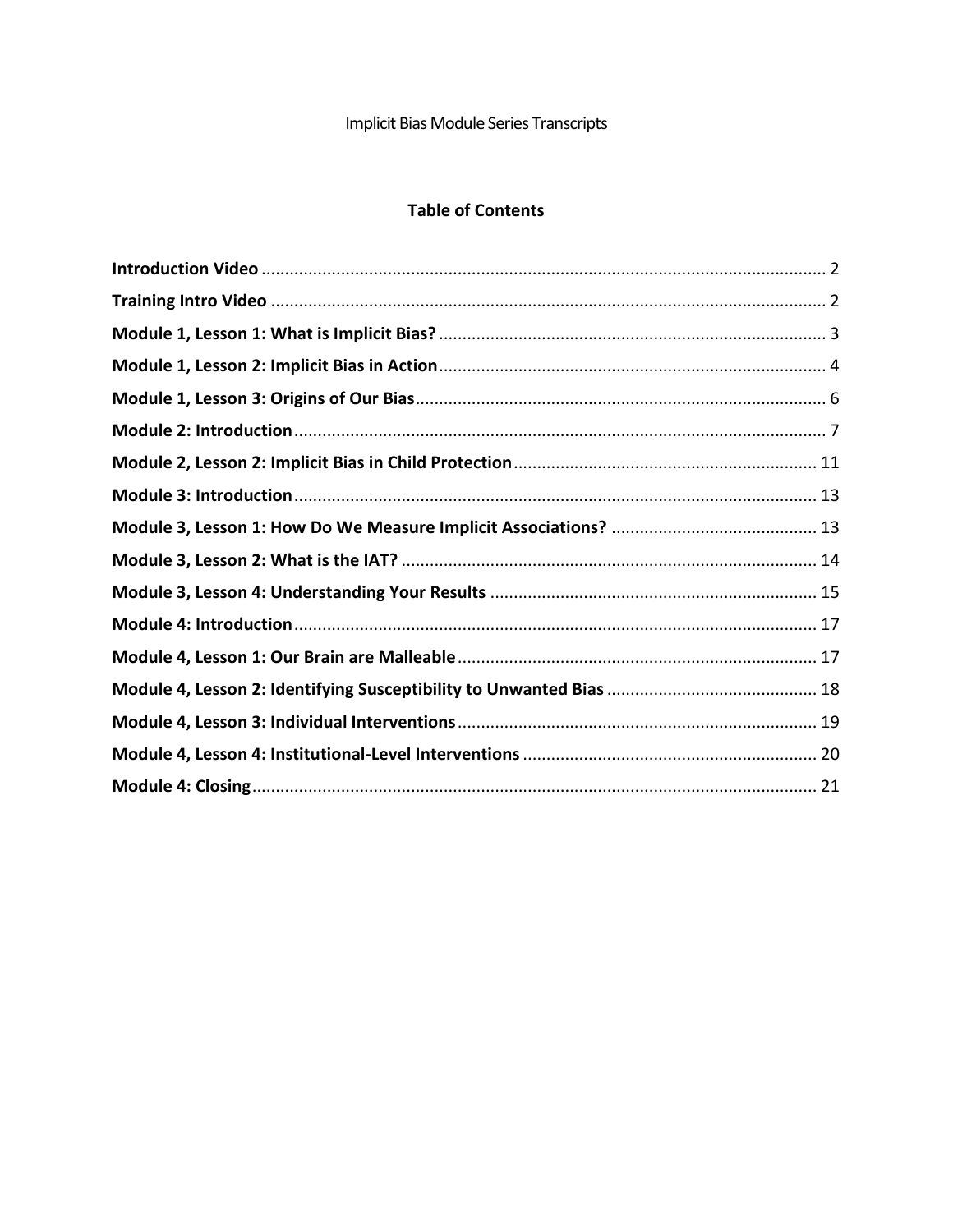Implicit Bias Module Series Transcripts

## Table of Contents

**Introduction Video** ........ 2

**Training Intro Video** ........ 2

**Module 1, Lesson 1: What is Implicit Bias?** ........ 3

**Module 1, Lesson 2: Implicit Bias in Action** ........ 4

**Module 1, Lesson 3: Origins of Our Bias** ........ 6

**Module 2: Introduction** ........ 7

**Module 2, Lesson 2: Implicit Bias in Child Protection** ........ 11

**Module 3: Introduction** ........ 13

**Module 3, Lesson 1: How Do We Measure Implicit Associations?** ........ 13

**Module 3, Lesson 2: What is the IAT?** ........ 14

**Module 3, Lesson 4: Understanding Your Results** ........ 15

**Module 4: Introduction** ........ 17

**Module 4, Lesson 1: Our Brain are Malleable** ........ 17

**Module 4, Lesson 2: Identifying Susceptibility to Unwanted Bias** ........ 18

**Module 4, Lesson 3: Individual Interventions** ........ 19

**Module 4, Lesson 4: Institutional-Level Interventions** ........ 20

**Module 4: Closing** ........ 21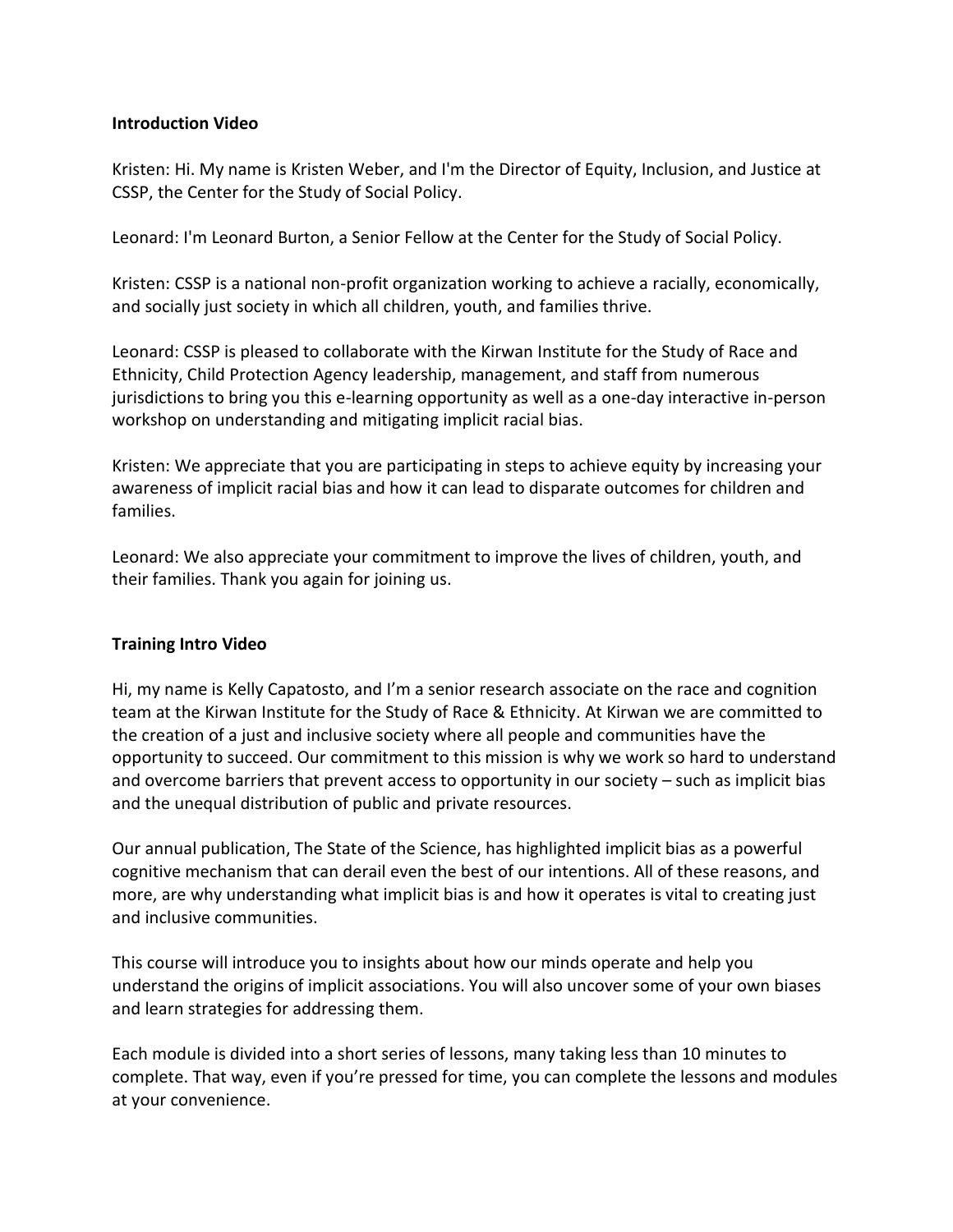**Introduction Video**

Kristen: Hi. My name is Kristen Weber, and I'm the Director of Equity, Inclusion, and Justice at CSSP, the Center for the Study of Social Policy.

Leonard: I'm Leonard Burton, a Senior Fellow at the Center for the Study of Social Policy.

Kristen: CSSP is a national non-profit organization working to achieve a racially, economically, and socially just society in which all children, youth, and families thrive.

Leonard: CSSP is pleased to collaborate with the Kirwan Institute for the Study of Race and Ethnicity, Child Protection Agency leadership, management, and staff from numerous jurisdictions to bring you this e-learning opportunity as well as a one-day interactive in-person workshop on understanding and mitigating implicit racial bias.

Kristen: We appreciate that you are participating in steps to achieve equity by increasing your awareness of implicit racial bias and how it can lead to disparate outcomes for children and families.

Leonard: We also appreciate your commitment to improve the lives of children, youth, and their families. Thank you again for joining us.

**Training Intro Video**

Hi, my name is Kelly Capatosto, and I'm a senior research associate on the race and cognition team at the Kirwan Institute for the Study of Race & Ethnicity. At Kirwan we are committed to the creation of a just and inclusive society where all people and communities have the opportunity to succeed. Our commitment to this mission is why we work so hard to understand and overcome barriers that prevent access to opportunity in our society – such as implicit bias and the unequal distribution of public and private resources.

Our annual publication, The State of the Science, has highlighted implicit bias as a powerful cognitive mechanism that can derail even the best of our intentions. All of these reasons, and more, are why understanding what implicit bias is and how it operates is vital to creating just and inclusive communities.

This course will introduce you to insights about how our minds operate and help you understand the origins of implicit associations. You will also uncover some of your own biases and learn strategies for addressing them.

Each module is divided into a short series of lessons, many taking less than 10 minutes to complete. That way, even if you're pressed for time, you can complete the lessons and modules at your convenience.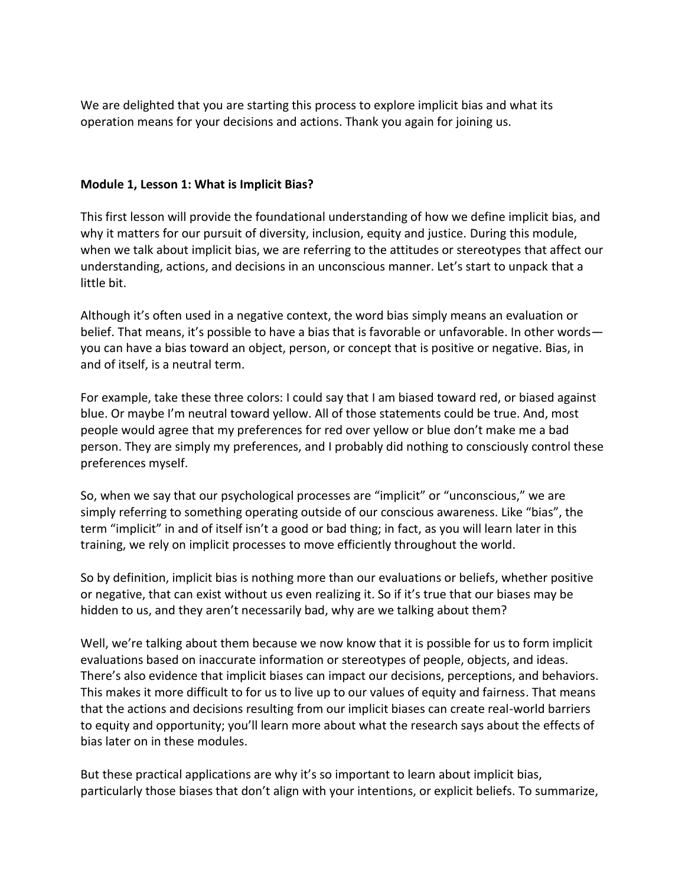We are delighted that you are starting this process to explore implicit bias and what its operation means for your decisions and actions. Thank you again for joining us.

**Module 1, Lesson 1: What is Implicit Bias?**

This first lesson will provide the foundational understanding of how we define implicit bias, and why it matters for our pursuit of diversity, inclusion, equity and justice. During this module, when we talk about implicit bias, we are referring to the attitudes or stereotypes that affect our understanding, actions, and decisions in an unconscious manner. Let's start to unpack that a little bit.

Although it's often used in a negative context, the word bias simply means an evaluation or belief. That means, it's possible to have a bias that is favorable or unfavorable. In other words—you can have a bias toward an object, person, or concept that is positive or negative. Bias, in and of itself, is a neutral term.

For example, take these three colors: I could say that I am biased toward red, or biased against blue. Or maybe I'm neutral toward yellow. All of those statements could be true. And, most people would agree that my preferences for red over yellow or blue don't make me a bad person. They are simply my preferences, and I probably did nothing to consciously control these preferences myself.

So, when we say that our psychological processes are "implicit" or "unconscious," we are simply referring to something operating outside of our conscious awareness. Like "bias", the term "implicit" in and of itself isn't a good or bad thing; in fact, as you will learn later in this training, we rely on implicit processes to move efficiently throughout the world.

So by definition, implicit bias is nothing more than our evaluations or beliefs, whether positive or negative, that can exist without us even realizing it. So if it's true that our biases may be hidden to us, and they aren't necessarily bad, why are we talking about them?

Well, we're talking about them because we now know that it is possible for us to form implicit evaluations based on inaccurate information or stereotypes of people, objects, and ideas. There's also evidence that implicit biases can impact our decisions, perceptions, and behaviors. This makes it more difficult to for us to live up to our values of equity and fairness. That means that the actions and decisions resulting from our implicit biases can create real-world barriers to equity and opportunity; you'll learn more about what the research says about the effects of bias later on in these modules.

But these practical applications are why it's so important to learn about implicit bias, particularly those biases that don't align with your intentions, or explicit beliefs. To summarize,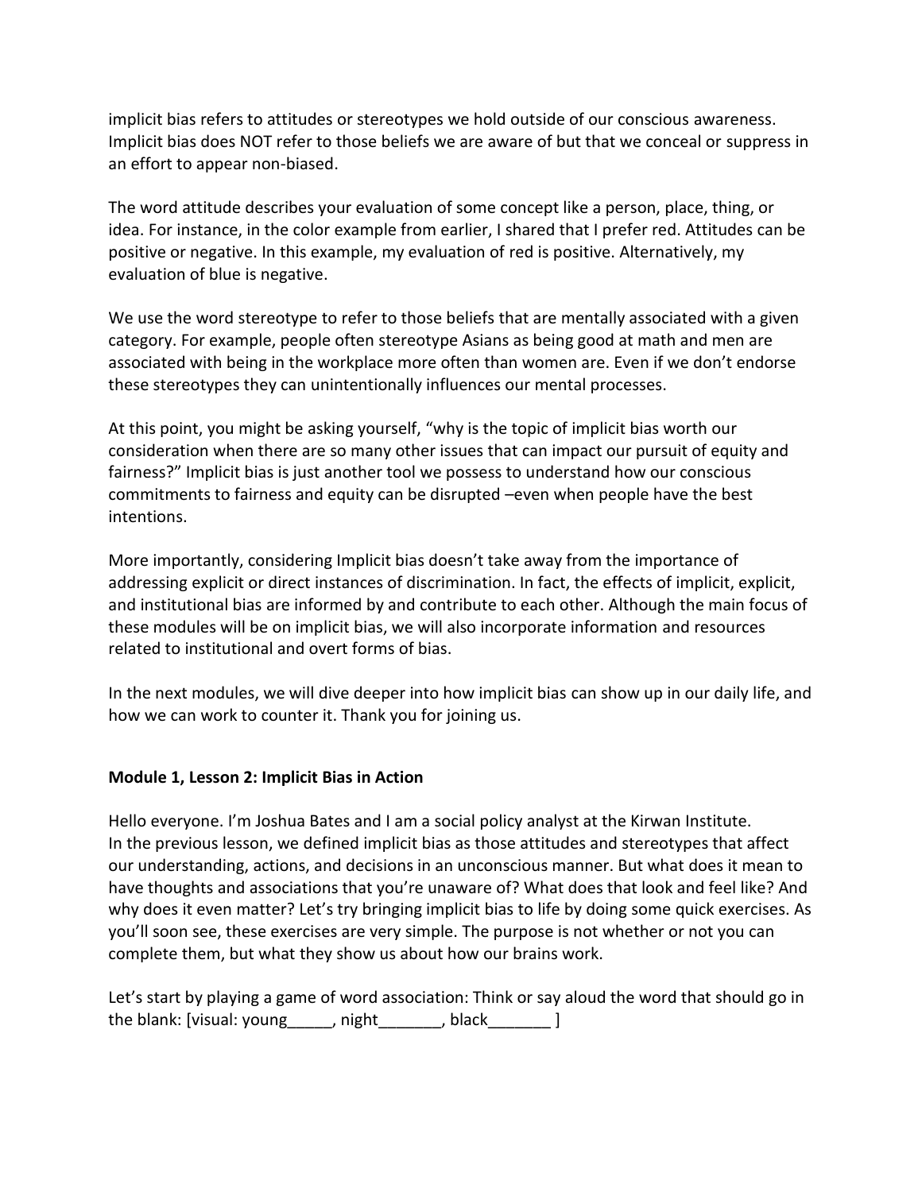implicit bias refers to attitudes or stereotypes we hold outside of our conscious awareness. Implicit bias does NOT refer to those beliefs we are aware of but that we conceal or suppress in an effort to appear non-biased.

The word attitude describes your evaluation of some concept like a person, place, thing, or idea. For instance, in the color example from earlier, I shared that I prefer red. Attitudes can be positive or negative. In this example, my evaluation of red is positive. Alternatively, my evaluation of blue is negative.

We use the word stereotype to refer to those beliefs that are mentally associated with a given category. For example, people often stereotype Asians as being good at math and men are associated with being in the workplace more often than women are. Even if we don't endorse these stereotypes they can unintentionally influences our mental processes.

At this point, you might be asking yourself, "why is the topic of implicit bias worth our consideration when there are so many other issues that can impact our pursuit of equity and fairness?" Implicit bias is just another tool we possess to understand how our conscious commitments to fairness and equity can be disrupted –even when people have the best intentions.

More importantly, considering Implicit bias doesn't take away from the importance of addressing explicit or direct instances of discrimination. In fact, the effects of implicit, explicit, and institutional bias are informed by and contribute to each other. Although the main focus of these modules will be on implicit bias, we will also incorporate information and resources related to institutional and overt forms of bias.

In the next modules, we will dive deeper into how implicit bias can show up in our daily life, and how we can work to counter it. Thank you for joining us.

**Module 1, Lesson 2: Implicit Bias in Action**

Hello everyone. I'm Joshua Bates and I am a social policy analyst at the Kirwan Institute. In the previous lesson, we defined implicit bias as those attitudes and stereotypes that affect our understanding, actions, and decisions in an unconscious manner. But what does it mean to have thoughts and associations that you're unaware of? What does that look and feel like? And why does it even matter? Let's try bringing implicit bias to life by doing some quick exercises. As you'll soon see, these exercises are very simple. The purpose is not whether or not you can complete them, but what they show us about how our brains work.

Let's start by playing a game of word association: Think or say aloud the word that should go in the blank: [visual: young_____, night_______, black_______ ]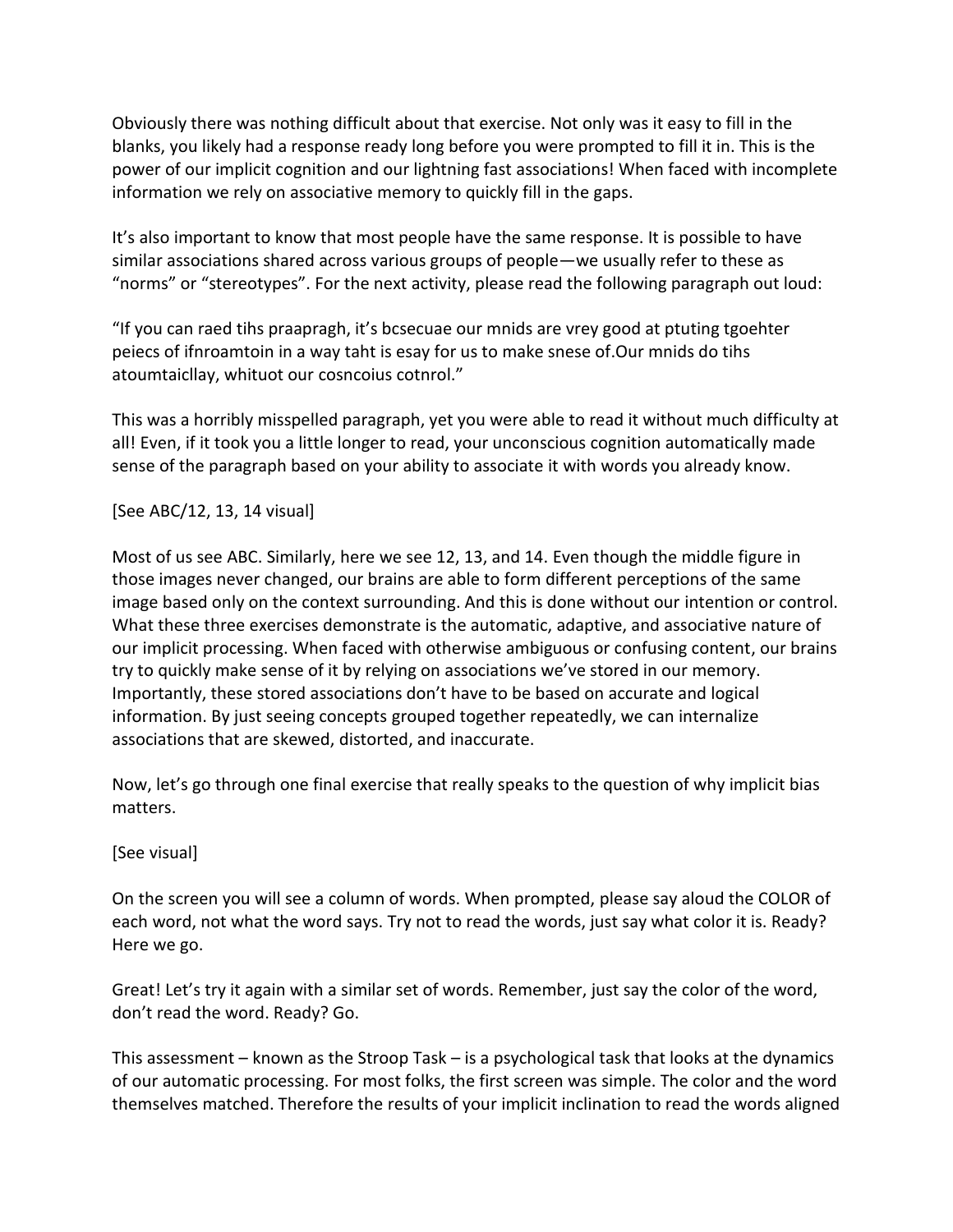Obviously there was nothing difficult about that exercise. Not only was it easy to fill in the blanks, you likely had a response ready long before you were prompted to fill it in. This is the power of our implicit cognition and our lightning fast associations! When faced with incomplete information we rely on associative memory to quickly fill in the gaps.

It's also important to know that most people have the same response. It is possible to have similar associations shared across various groups of people—we usually refer to these as "norms" or "stereotypes". For the next activity, please read the following paragraph out loud:

"If you can raed tihs praapragh, it's bcsecuae our mnids are vrey good at ptuting tgoehter peiecs of ifnroamtoin in a way taht is esay for us to make snese of.Our mnids do tihs atoumtaicllay, whituot our cosncoius cotnrol."

This was a horribly misspelled paragraph, yet you were able to read it without much difficulty at all! Even, if it took you a little longer to read, your unconscious cognition automatically made sense of the paragraph based on your ability to associate it with words you already know.

[See ABC/12, 13, 14 visual]

Most of us see ABC. Similarly, here we see 12, 13, and 14. Even though the middle figure in those images never changed, our brains are able to form different perceptions of the same image based only on the context surrounding. And this is done without our intention or control. What these three exercises demonstrate is the automatic, adaptive, and associative nature of our implicit processing. When faced with otherwise ambiguous or confusing content, our brains try to quickly make sense of it by relying on associations we've stored in our memory. Importantly, these stored associations don't have to be based on accurate and logical information. By just seeing concepts grouped together repeatedly, we can internalize associations that are skewed, distorted, and inaccurate.

Now, let's go through one final exercise that really speaks to the question of why implicit bias matters.

[See visual]

On the screen you will see a column of words. When prompted, please say aloud the COLOR of each word, not what the word says. Try not to read the words, just say what color it is. Ready? Here we go.

Great! Let's try it again with a similar set of words. Remember, just say the color of the word, don't read the word. Ready? Go.

This assessment – known as the Stroop Task – is a psychological task that looks at the dynamics of our automatic processing. For most folks, the first screen was simple. The color and the word themselves matched. Therefore the results of your implicit inclination to read the words aligned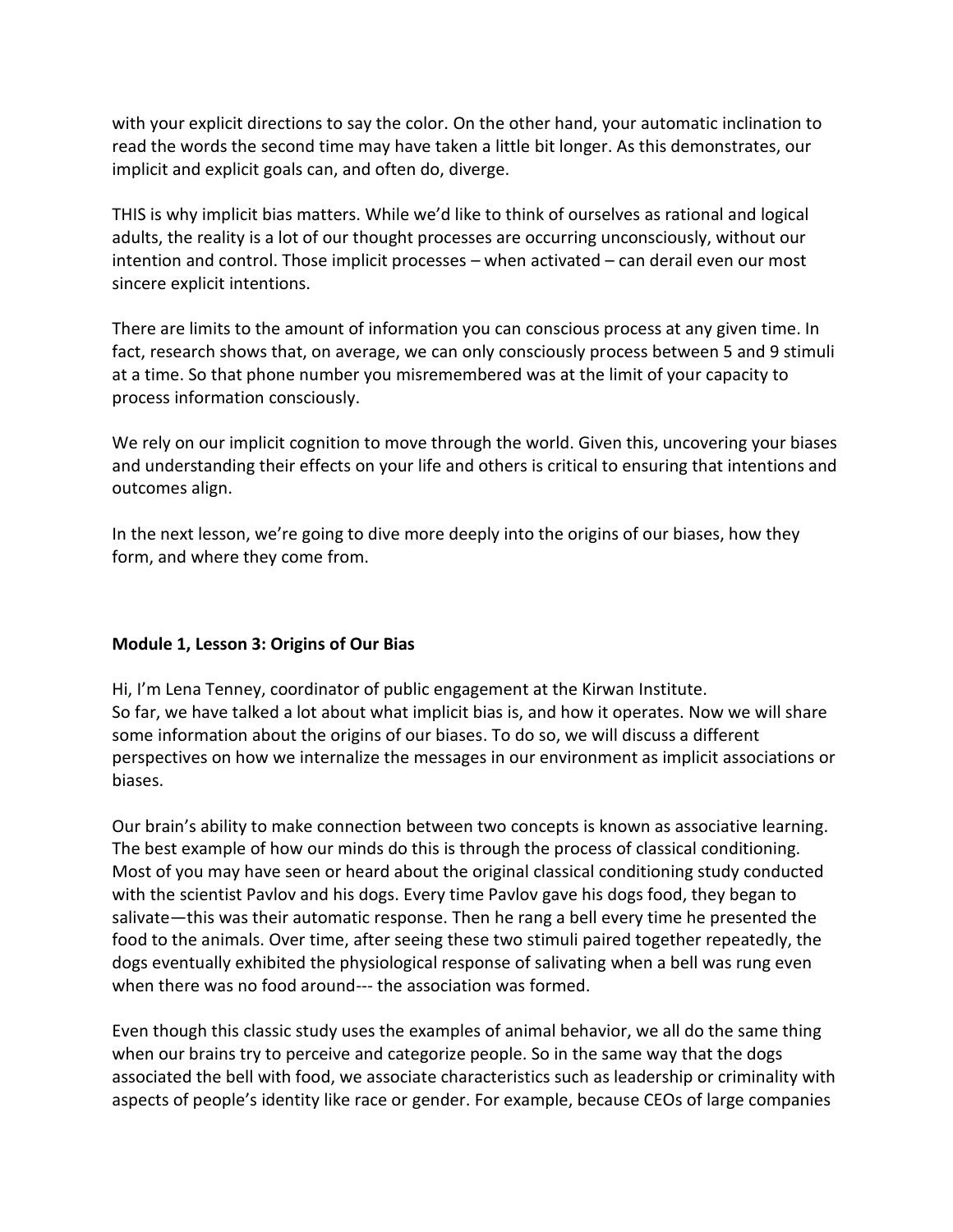with your explicit directions to say the color. On the other hand, your automatic inclination to read the words the second time may have taken a little bit longer. As this demonstrates, our implicit and explicit goals can, and often do, diverge.

THIS is why implicit bias matters. While we'd like to think of ourselves as rational and logical adults, the reality is a lot of our thought processes are occurring unconsciously, without our intention and control. Those implicit processes – when activated – can derail even our most sincere explicit intentions.

There are limits to the amount of information you can conscious process at any given time. In fact, research shows that, on average, we can only consciously process between 5 and 9 stimuli at a time. So that phone number you misremembered was at the limit of your capacity to process information consciously.

We rely on our implicit cognition to move through the world. Given this, uncovering your biases and understanding their effects on your life and others is critical to ensuring that intentions and outcomes align.

In the next lesson, we're going to dive more deeply into the origins of our biases, how they form, and where they come from.

**Module 1, Lesson 3: Origins of Our Bias**

Hi, I'm Lena Tenney, coordinator of public engagement at the Kirwan Institute.
So far, we have talked a lot about what implicit bias is, and how it operates. Now we will share some information about the origins of our biases. To do so, we will discuss a different perspectives on how we internalize the messages in our environment as implicit associations or biases.

Our brain's ability to make connection between two concepts is known as associative learning. The best example of how our minds do this is through the process of classical conditioning. Most of you may have seen or heard about the original classical conditioning study conducted with the scientist Pavlov and his dogs. Every time Pavlov gave his dogs food, they began to salivate—this was their automatic response. Then he rang a bell every time he presented the food to the animals. Over time, after seeing these two stimuli paired together repeatedly, the dogs eventually exhibited the physiological response of salivating when a bell was rung even when there was no food around--- the association was formed.

Even though this classic study uses the examples of animal behavior, we all do the same thing when our brains try to perceive and categorize people. So in the same way that the dogs associated the bell with food, we associate characteristics such as leadership or criminality with aspects of people's identity like race or gender. For example, because CEOs of large companies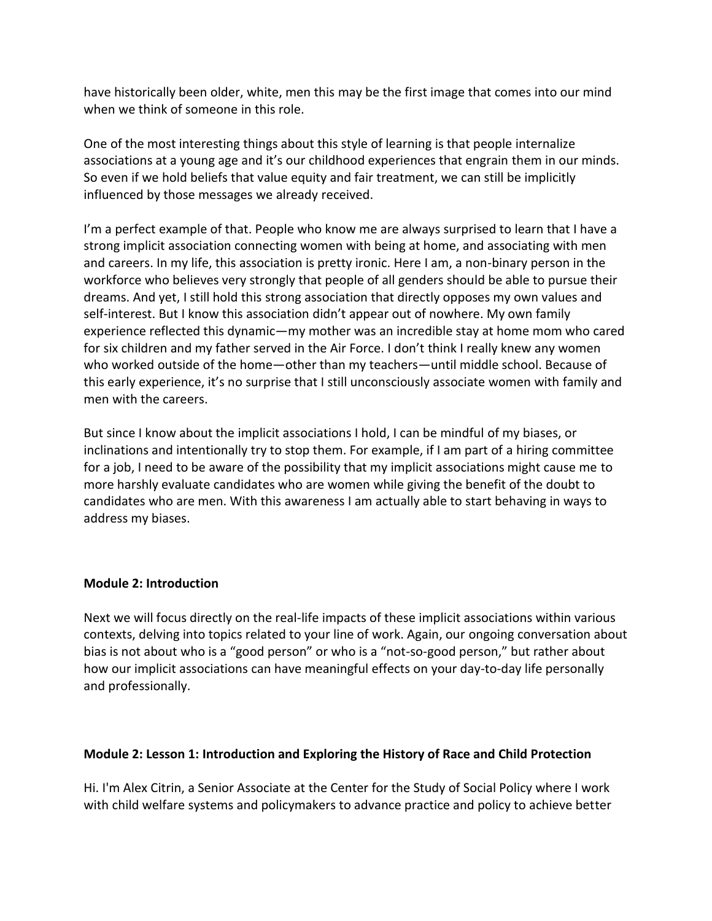have historically been older, white, men this may be the first image that comes into our mind when we think of someone in this role.

One of the most interesting things about this style of learning is that people internalize associations at a young age and it's our childhood experiences that engrain them in our minds. So even if we hold beliefs that value equity and fair treatment, we can still be implicitly influenced by those messages we already received.

I'm a perfect example of that. People who know me are always surprised to learn that I have a strong implicit association connecting women with being at home, and associating with men and careers. In my life, this association is pretty ironic. Here I am, a non-binary person in the workforce who believes very strongly that people of all genders should be able to pursue their dreams. And yet, I still hold this strong association that directly opposes my own values and self-interest. But I know this association didn't appear out of nowhere. My own family experience reflected this dynamic—my mother was an incredible stay at home mom who cared for six children and my father served in the Air Force. I don't think I really knew any women who worked outside of the home—other than my teachers—until middle school. Because of this early experience, it's no surprise that I still unconsciously associate women with family and men with the careers.

But since I know about the implicit associations I hold, I can be mindful of my biases, or inclinations and intentionally try to stop them. For example, if I am part of a hiring committee for a job, I need to be aware of the possibility that my implicit associations might cause me to more harshly evaluate candidates who are women while giving the benefit of the doubt to candidates who are men. With this awareness I am actually able to start behaving in ways to address my biases.

**Module 2: Introduction**

Next we will focus directly on the real-life impacts of these implicit associations within various contexts, delving into topics related to your line of work. Again, our ongoing conversation about bias is not about who is a "good person" or who is a "not-so-good person," but rather about how our implicit associations can have meaningful effects on your day-to-day life personally and professionally.

**Module 2: Lesson 1: Introduction and Exploring the History of Race and Child Protection**

Hi. I'm Alex Citrin, a Senior Associate at the Center for the Study of Social Policy where I work with child welfare systems and policymakers to advance practice and policy to achieve better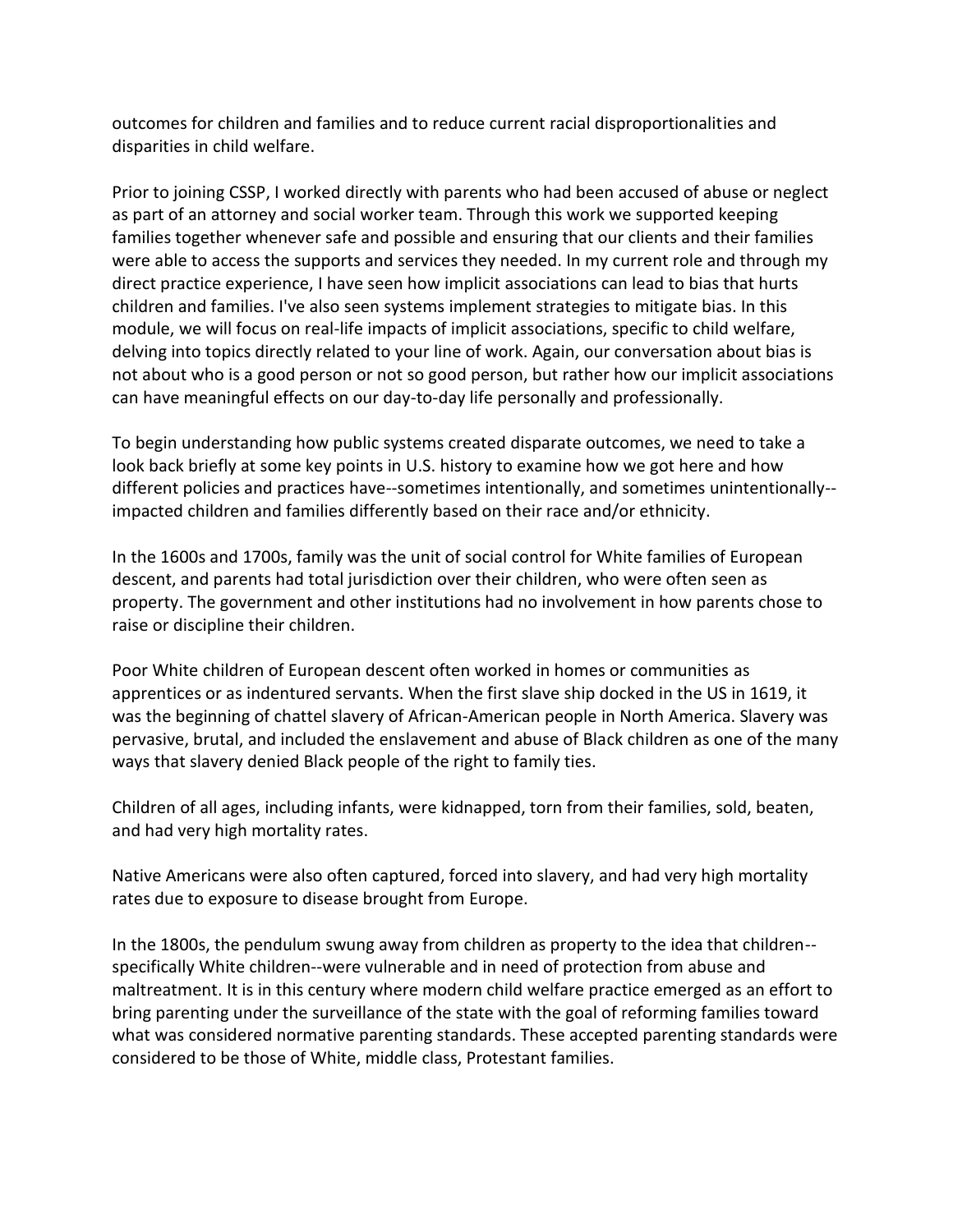outcomes for children and families and to reduce current racial disproportionalities and disparities in child welfare.

Prior to joining CSSP, I worked directly with parents who had been accused of abuse or neglect as part of an attorney and social worker team. Through this work we supported keeping families together whenever safe and possible and ensuring that our clients and their families were able to access the supports and services they needed. In my current role and through my direct practice experience, I have seen how implicit associations can lead to bias that hurts children and families. I've also seen systems implement strategies to mitigate bias. In this module, we will focus on real-life impacts of implicit associations, specific to child welfare, delving into topics directly related to your line of work. Again, our conversation about bias is not about who is a good person or not so good person, but rather how our implicit associations can have meaningful effects on our day-to-day life personally and professionally.

To begin understanding how public systems created disparate outcomes, we need to take a look back briefly at some key points in U.S. history to examine how we got here and how different policies and practices have--sometimes intentionally, and sometimes unintentionally--impacted children and families differently based on their race and/or ethnicity.

In the 1600s and 1700s, family was the unit of social control for White families of European descent, and parents had total jurisdiction over their children, who were often seen as property. The government and other institutions had no involvement in how parents chose to raise or discipline their children.

Poor White children of European descent often worked in homes or communities as apprentices or as indentured servants. When the first slave ship docked in the US in 1619, it was the beginning of chattel slavery of African-American people in North America. Slavery was pervasive, brutal, and included the enslavement and abuse of Black children as one of the many ways that slavery denied Black people of the right to family ties.

Children of all ages, including infants, were kidnapped, torn from their families, sold, beaten, and had very high mortality rates.

Native Americans were also often captured, forced into slavery, and had very high mortality rates due to exposure to disease brought from Europe.

In the 1800s, the pendulum swung away from children as property to the idea that children--specifically White children--were vulnerable and in need of protection from abuse and maltreatment. It is in this century where modern child welfare practice emerged as an effort to bring parenting under the surveillance of the state with the goal of reforming families toward what was considered normative parenting standards. These accepted parenting standards were considered to be those of White, middle class, Protestant families.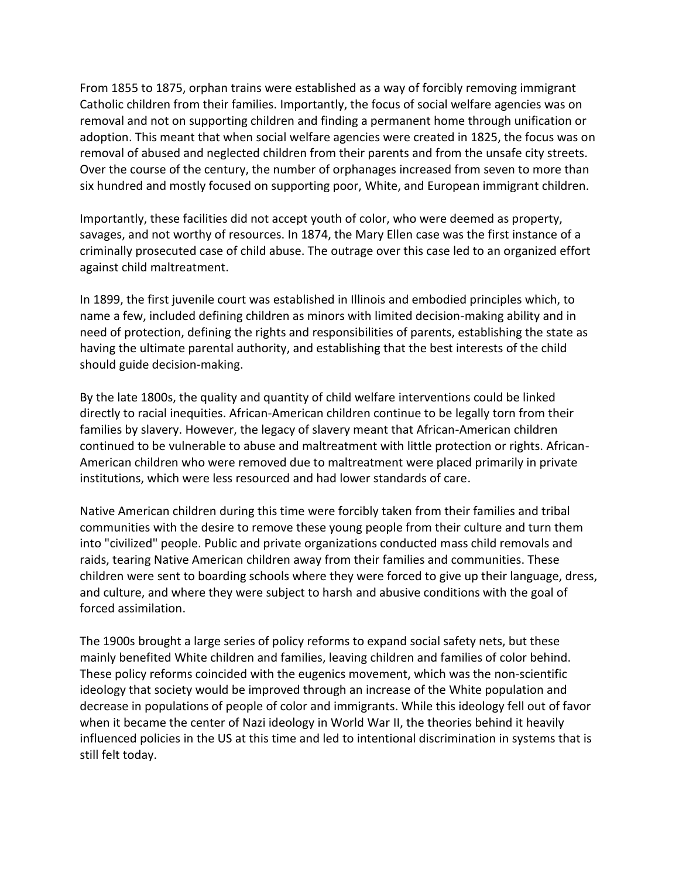From 1855 to 1875, orphan trains were established as a way of forcibly removing immigrant Catholic children from their families. Importantly, the focus of social welfare agencies was on removal and not on supporting children and finding a permanent home through unification or adoption. This meant that when social welfare agencies were created in 1825, the focus was on removal of abused and neglected children from their parents and from the unsafe city streets. Over the course of the century, the number of orphanages increased from seven to more than six hundred and mostly focused on supporting poor, White, and European immigrant children.

Importantly, these facilities did not accept youth of color, who were deemed as property, savages, and not worthy of resources. In 1874, the Mary Ellen case was the first instance of a criminally prosecuted case of child abuse. The outrage over this case led to an organized effort against child maltreatment.

In 1899, the first juvenile court was established in Illinois and embodied principles which, to name a few, included defining children as minors with limited decision-making ability and in need of protection, defining the rights and responsibilities of parents, establishing the state as having the ultimate parental authority, and establishing that the best interests of the child should guide decision-making.

By the late 1800s, the quality and quantity of child welfare interventions could be linked directly to racial inequities. African-American children continue to be legally torn from their families by slavery. However, the legacy of slavery meant that African-American children continued to be vulnerable to abuse and maltreatment with little protection or rights. African-American children who were removed due to maltreatment were placed primarily in private institutions, which were less resourced and had lower standards of care.

Native American children during this time were forcibly taken from their families and tribal communities with the desire to remove these young people from their culture and turn them into "civilized" people. Public and private organizations conducted mass child removals and raids, tearing Native American children away from their families and communities. These children were sent to boarding schools where they were forced to give up their language, dress, and culture, and where they were subject to harsh and abusive conditions with the goal of forced assimilation.

The 1900s brought a large series of policy reforms to expand social safety nets, but these mainly benefited White children and families, leaving children and families of color behind. These policy reforms coincided with the eugenics movement, which was the non-scientific ideology that society would be improved through an increase of the White population and decrease in populations of people of color and immigrants. While this ideology fell out of favor when it became the center of Nazi ideology in World War II, the theories behind it heavily influenced policies in the US at this time and led to intentional discrimination in systems that is still felt today.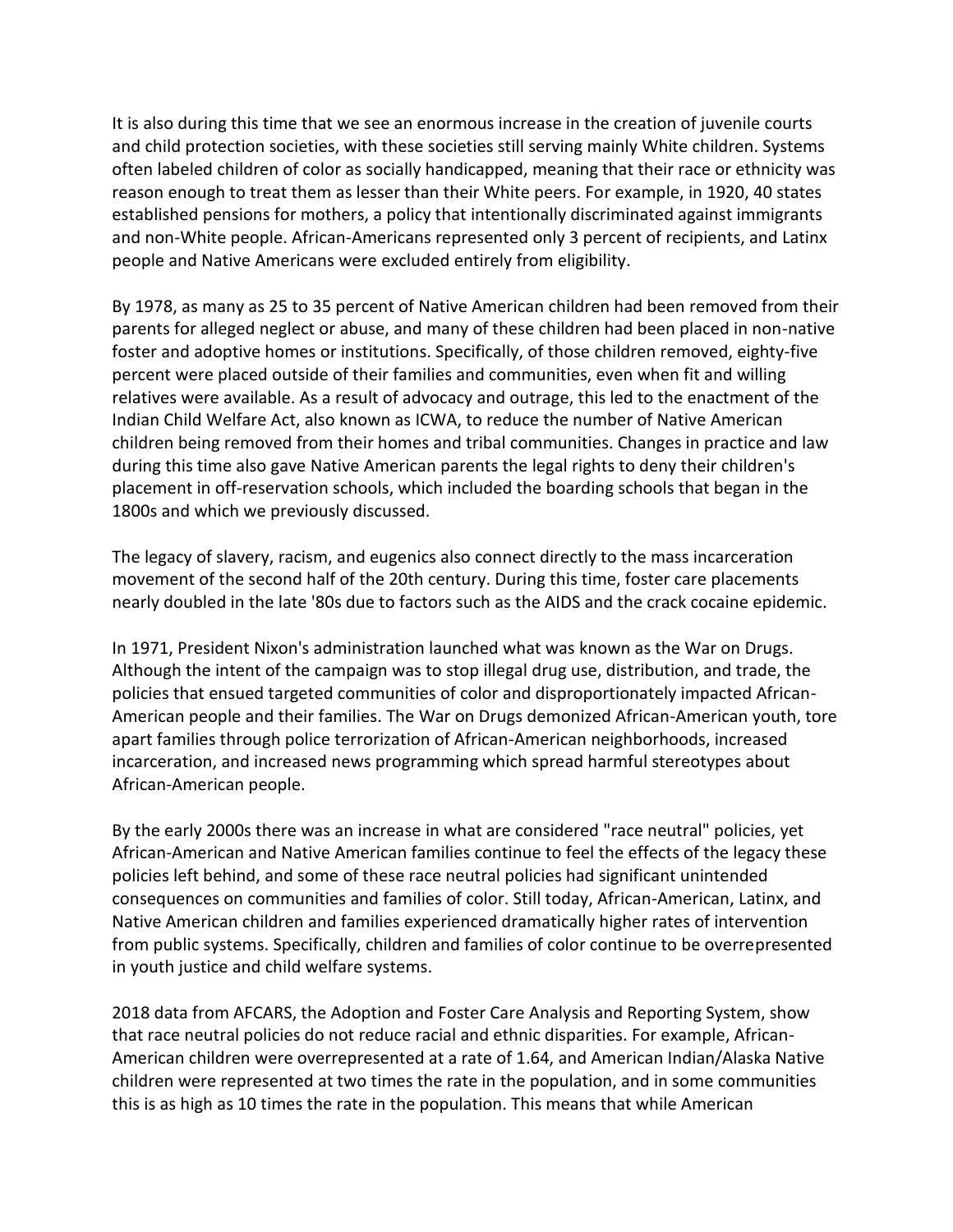It is also during this time that we see an enormous increase in the creation of juvenile courts and child protection societies, with these societies still serving mainly White children. Systems often labeled children of color as socially handicapped, meaning that their race or ethnicity was reason enough to treat them as lesser than their White peers. For example, in 1920, 40 states established pensions for mothers, a policy that intentionally discriminated against immigrants and non-White people. African-Americans represented only 3 percent of recipients, and Latinx people and Native Americans were excluded entirely from eligibility.

By 1978, as many as 25 to 35 percent of Native American children had been removed from their parents for alleged neglect or abuse, and many of these children had been placed in non-native foster and adoptive homes or institutions. Specifically, of those children removed, eighty-five percent were placed outside of their families and communities, even when fit and willing relatives were available. As a result of advocacy and outrage, this led to the enactment of the Indian Child Welfare Act, also known as ICWA, to reduce the number of Native American children being removed from their homes and tribal communities. Changes in practice and law during this time also gave Native American parents the legal rights to deny their children's placement in off-reservation schools, which included the boarding schools that began in the 1800s and which we previously discussed.

The legacy of slavery, racism, and eugenics also connect directly to the mass incarceration movement of the second half of the 20th century. During this time, foster care placements nearly doubled in the late '80s due to factors such as the AIDS and the crack cocaine epidemic.

In 1971, President Nixon's administration launched what was known as the War on Drugs. Although the intent of the campaign was to stop illegal drug use, distribution, and trade, the policies that ensued targeted communities of color and disproportionately impacted African-American people and their families. The War on Drugs demonized African-American youth, tore apart families through police terrorization of African-American neighborhoods, increased incarceration, and increased news programming which spread harmful stereotypes about African-American people.

By the early 2000s there was an increase in what are considered "race neutral" policies, yet African-American and Native American families continue to feel the effects of the legacy these policies left behind, and some of these race neutral policies had significant unintended consequences on communities and families of color. Still today, African-American, Latinx, and Native American children and families experienced dramatically higher rates of intervention from public systems. Specifically, children and families of color continue to be overrepresented in youth justice and child welfare systems.

2018 data from AFCARS, the Adoption and Foster Care Analysis and Reporting System, show that race neutral policies do not reduce racial and ethnic disparities. For example, African-American children were overrepresented at a rate of 1.64, and American Indian/Alaska Native children were represented at two times the rate in the population, and in some communities this is as high as 10 times the rate in the population. This means that while American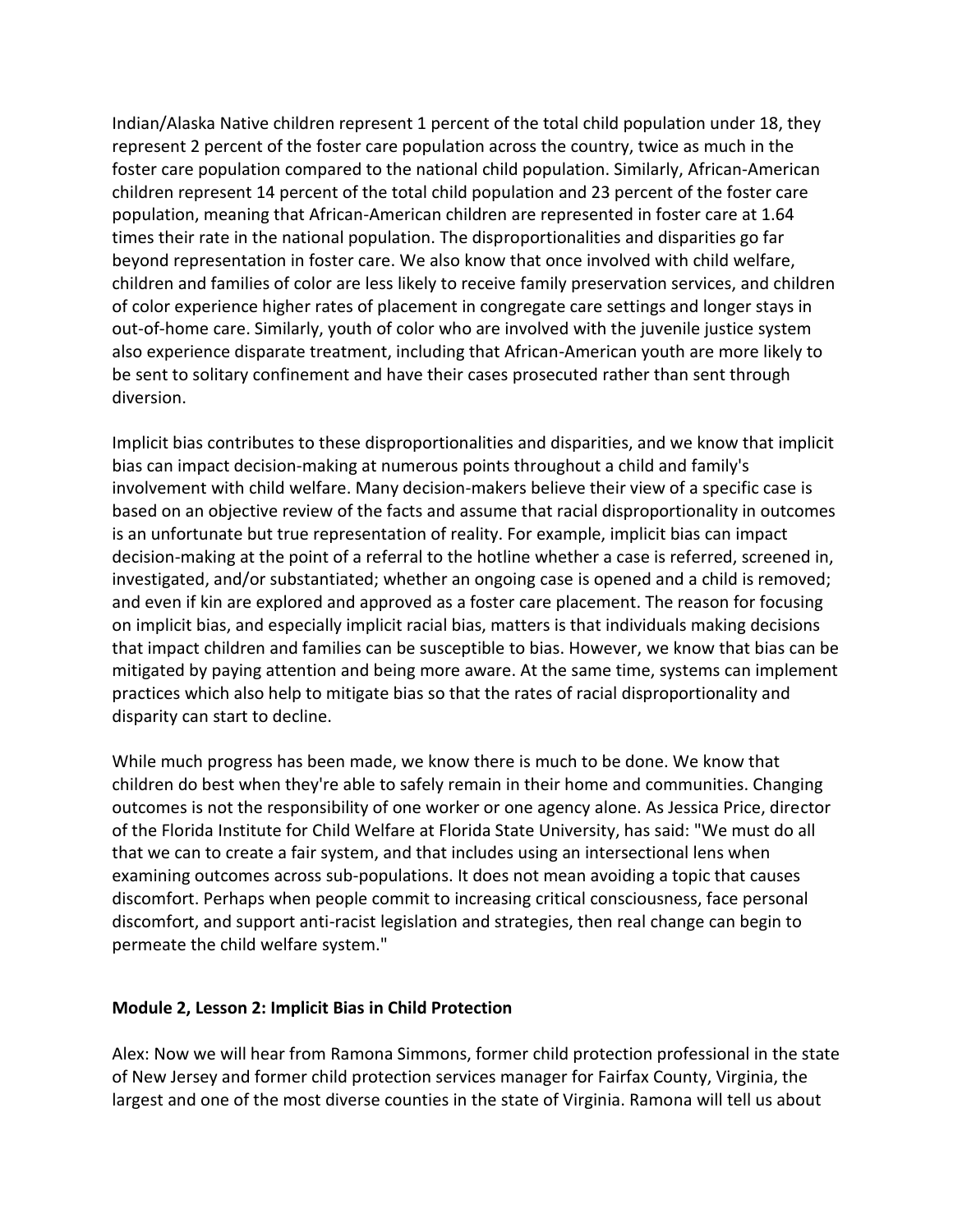Indian/Alaska Native children represent 1 percent of the total child population under 18, they represent 2 percent of the foster care population across the country, twice as much in the foster care population compared to the national child population. Similarly, African-American children represent 14 percent of the total child population and 23 percent of the foster care population, meaning that African-American children are represented in foster care at 1.64 times their rate in the national population. The disproportionalities and disparities go far beyond representation in foster care. We also know that once involved with child welfare, children and families of color are less likely to receive family preservation services, and children of color experience higher rates of placement in congregate care settings and longer stays in out-of-home care. Similarly, youth of color who are involved with the juvenile justice system also experience disparate treatment, including that African-American youth are more likely to be sent to solitary confinement and have their cases prosecuted rather than sent through diversion.

Implicit bias contributes to these disproportionalities and disparities, and we know that implicit bias can impact decision-making at numerous points throughout a child and family's involvement with child welfare. Many decision-makers believe their view of a specific case is based on an objective review of the facts and assume that racial disproportionality in outcomes is an unfortunate but true representation of reality. For example, implicit bias can impact decision-making at the point of a referral to the hotline whether a case is referred, screened in, investigated, and/or substantiated; whether an ongoing case is opened and a child is removed; and even if kin are explored and approved as a foster care placement. The reason for focusing on implicit bias, and especially implicit racial bias, matters is that individuals making decisions that impact children and families can be susceptible to bias. However, we know that bias can be mitigated by paying attention and being more aware. At the same time, systems can implement practices which also help to mitigate bias so that the rates of racial disproportionality and disparity can start to decline.

While much progress has been made, we know there is much to be done. We know that children do best when they're able to safely remain in their home and communities. Changing outcomes is not the responsibility of one worker or one agency alone. As Jessica Price, director of the Florida Institute for Child Welfare at Florida State University, has said: "We must do all that we can to create a fair system, and that includes using an intersectional lens when examining outcomes across sub-populations. It does not mean avoiding a topic that causes discomfort. Perhaps when people commit to increasing critical consciousness, face personal discomfort, and support anti-racist legislation and strategies, then real change can begin to permeate the child welfare system."

**Module 2, Lesson 2: Implicit Bias in Child Protection**

Alex: Now we will hear from Ramona Simmons, former child protection professional in the state of New Jersey and former child protection services manager for Fairfax County, Virginia, the largest and one of the most diverse counties in the state of Virginia. Ramona will tell us about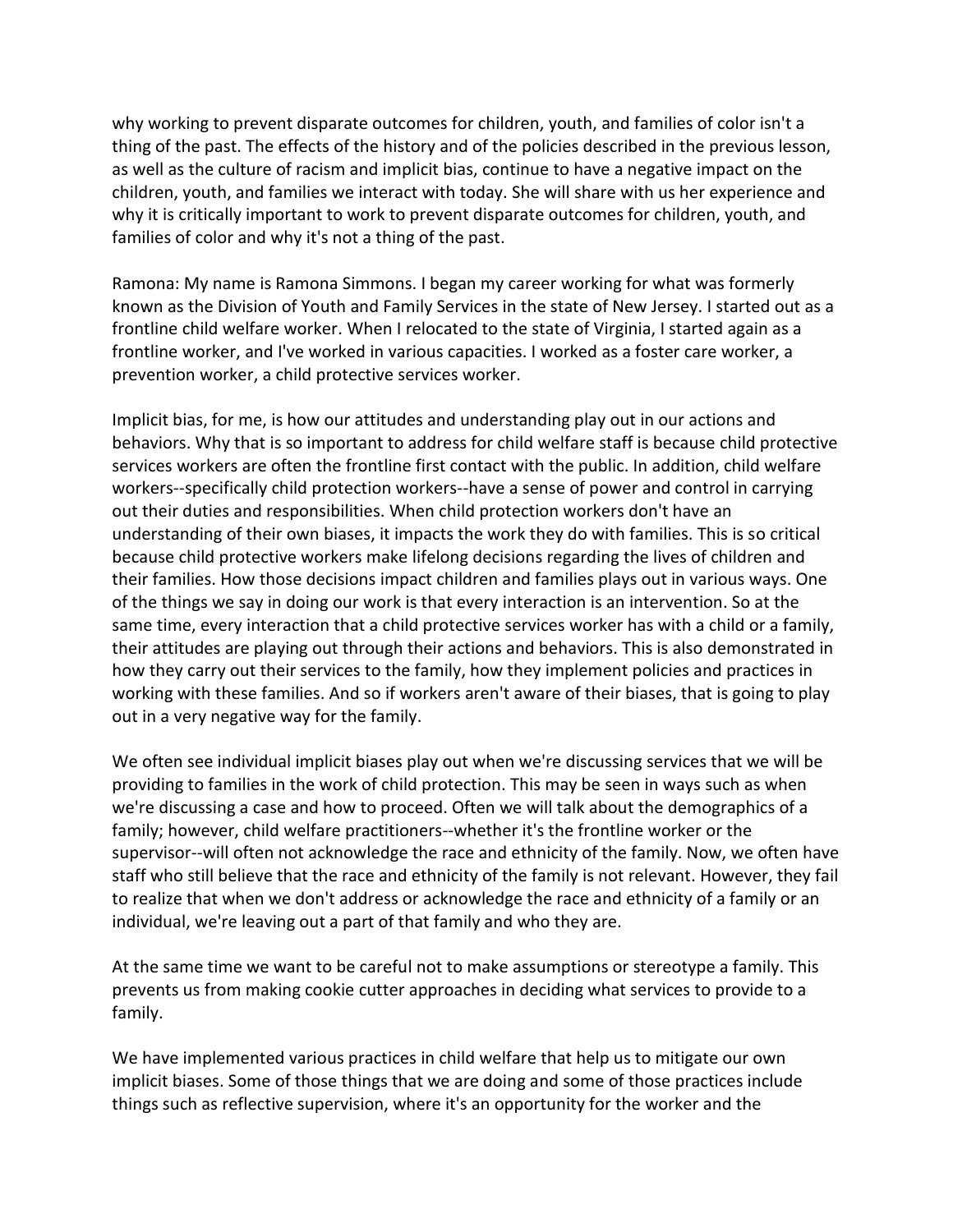why working to prevent disparate outcomes for children, youth, and families of color isn't a thing of the past. The effects of the history and of the policies described in the previous lesson, as well as the culture of racism and implicit bias, continue to have a negative impact on the children, youth, and families we interact with today. She will share with us her experience and why it is critically important to work to prevent disparate outcomes for children, youth, and families of color and why it's not a thing of the past.

Ramona: My name is Ramona Simmons. I began my career working for what was formerly known as the Division of Youth and Family Services in the state of New Jersey. I started out as a frontline child welfare worker. When I relocated to the state of Virginia, I started again as a frontline worker, and I've worked in various capacities. I worked as a foster care worker, a prevention worker, a child protective services worker.

Implicit bias, for me, is how our attitudes and understanding play out in our actions and behaviors. Why that is so important to address for child welfare staff is because child protective services workers are often the frontline first contact with the public. In addition, child welfare workers--specifically child protection workers--have a sense of power and control in carrying out their duties and responsibilities. When child protection workers don't have an understanding of their own biases, it impacts the work they do with families. This is so critical because child protective workers make lifelong decisions regarding the lives of children and their families. How those decisions impact children and families plays out in various ways. One of the things we say in doing our work is that every interaction is an intervention. So at the same time, every interaction that a child protective services worker has with a child or a family, their attitudes are playing out through their actions and behaviors. This is also demonstrated in how they carry out their services to the family, how they implement policies and practices in working with these families. And so if workers aren't aware of their biases, that is going to play out in a very negative way for the family.

We often see individual implicit biases play out when we're discussing services that we will be providing to families in the work of child protection. This may be seen in ways such as when we're discussing a case and how to proceed. Often we will talk about the demographics of a family; however, child welfare practitioners--whether it's the frontline worker or the supervisor--will often not acknowledge the race and ethnicity of the family. Now, we often have staff who still believe that the race and ethnicity of the family is not relevant. However, they fail to realize that when we don't address or acknowledge the race and ethnicity of a family or an individual, we're leaving out a part of that family and who they are.

At the same time we want to be careful not to make assumptions or stereotype a family. This prevents us from making cookie cutter approaches in deciding what services to provide to a family.

We have implemented various practices in child welfare that help us to mitigate our own implicit biases. Some of those things that we are doing and some of those practices include things such as reflective supervision, where it's an opportunity for the worker and the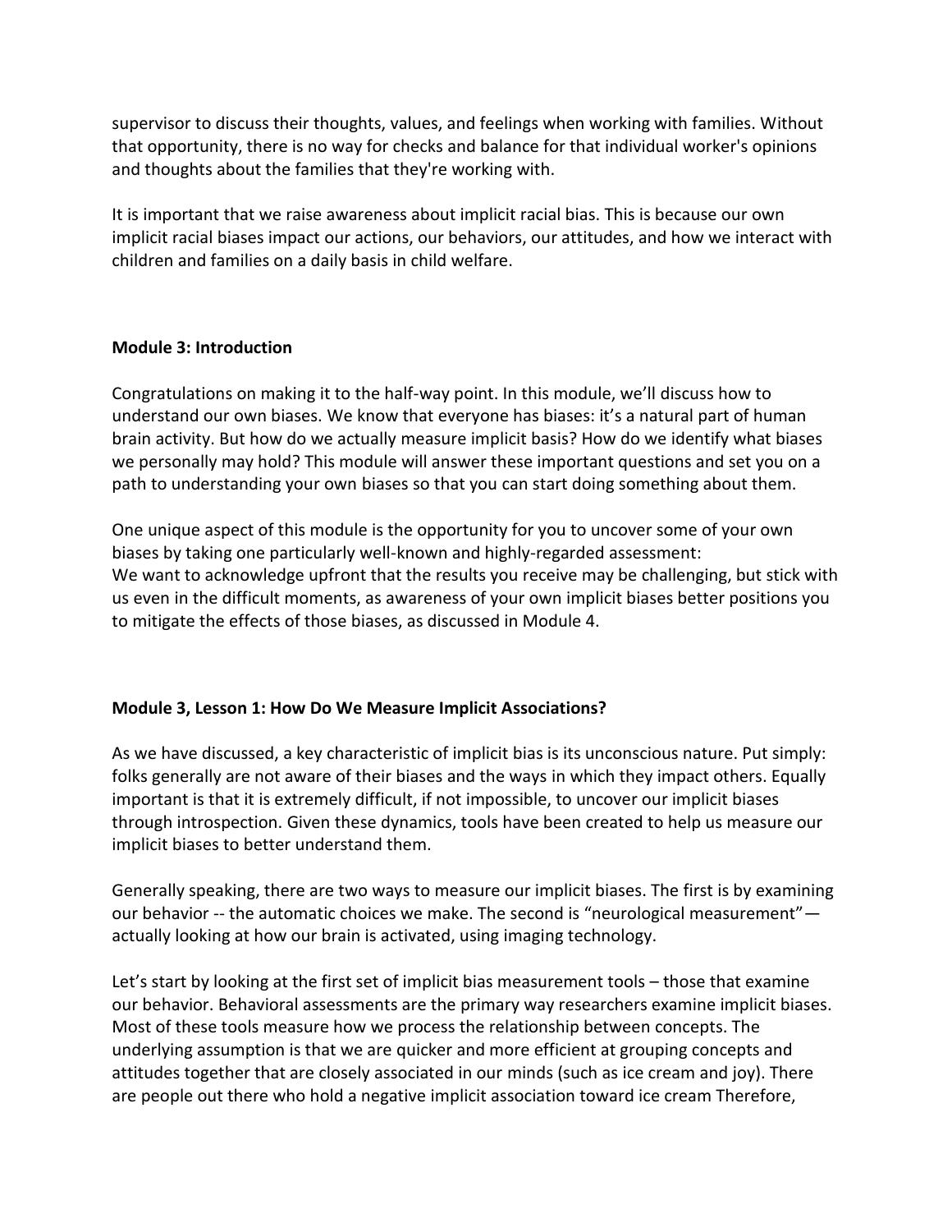supervisor to discuss their thoughts, values, and feelings when working with families. Without that opportunity, there is no way for checks and balance for that individual worker's opinions and thoughts about the families that they're working with.

It is important that we raise awareness about implicit racial bias. This is because our own implicit racial biases impact our actions, our behaviors, our attitudes, and how we interact with children and families on a daily basis in child welfare.

**Module 3: Introduction**

Congratulations on making it to the half-way point. In this module, we'll discuss how to understand our own biases. We know that everyone has biases: it's a natural part of human brain activity. But how do we actually measure implicit basis? How do we identify what biases we personally may hold? This module will answer these important questions and set you on a path to understanding your own biases so that you can start doing something about them.

One unique aspect of this module is the opportunity for you to uncover some of your own biases by taking one particularly well-known and highly-regarded assessment:
We want to acknowledge upfront that the results you receive may be challenging, but stick with us even in the difficult moments, as awareness of your own implicit biases better positions you to mitigate the effects of those biases, as discussed in Module 4.

**Module 3, Lesson 1: How Do We Measure Implicit Associations?**

As we have discussed, a key characteristic of implicit bias is its unconscious nature. Put simply: folks generally are not aware of their biases and the ways in which they impact others. Equally important is that it is extremely difficult, if not impossible, to uncover our implicit biases through introspection. Given these dynamics, tools have been created to help us measure our implicit biases to better understand them.

Generally speaking, there are two ways to measure our implicit biases. The first is by examining our behavior -- the automatic choices we make. The second is "neurological measurement"—actually looking at how our brain is activated, using imaging technology.

Let's start by looking at the first set of implicit bias measurement tools – those that examine our behavior. Behavioral assessments are the primary way researchers examine implicit biases. Most of these tools measure how we process the relationship between concepts. The underlying assumption is that we are quicker and more efficient at grouping concepts and attitudes together that are closely associated in our minds (such as ice cream and joy). There are people out there who hold a negative implicit association toward ice cream Therefore,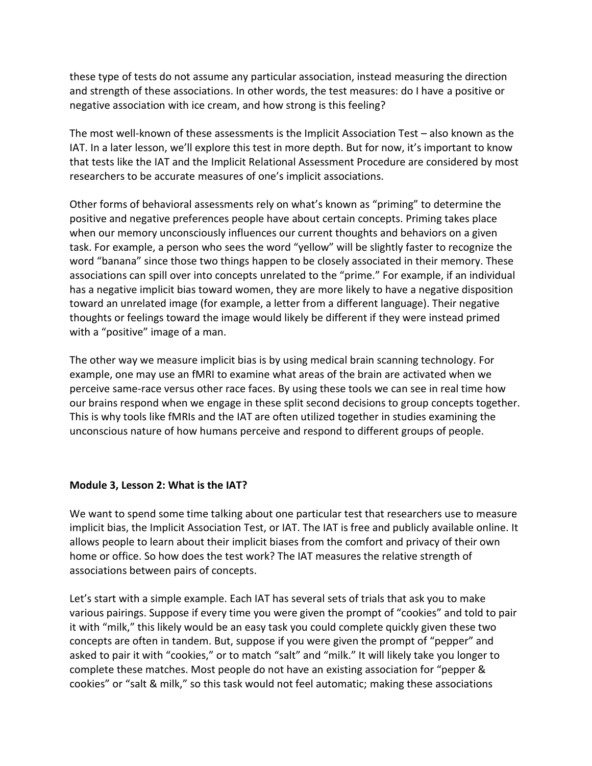these type of tests do not assume any particular association, instead measuring the direction and strength of these associations. In other words, the test measures: do I have a positive or negative association with ice cream, and how strong is this feeling?

The most well-known of these assessments is the Implicit Association Test – also known as the IAT. In a later lesson, we'll explore this test in more depth. But for now, it's important to know that tests like the IAT and the Implicit Relational Assessment Procedure are considered by most researchers to be accurate measures of one's implicit associations.

Other forms of behavioral assessments rely on what's known as "priming" to determine the positive and negative preferences people have about certain concepts. Priming takes place when our memory unconsciously influences our current thoughts and behaviors on a given task. For example, a person who sees the word "yellow" will be slightly faster to recognize the word "banana" since those two things happen to be closely associated in their memory. These associations can spill over into concepts unrelated to the "prime." For example, if an individual has a negative implicit bias toward women, they are more likely to have a negative disposition toward an unrelated image (for example, a letter from a different language). Their negative thoughts or feelings toward the image would likely be different if they were instead primed with a "positive" image of a man.

The other way we measure implicit bias is by using medical brain scanning technology. For example, one may use an fMRI to examine what areas of the brain are activated when we perceive same-race versus other race faces. By using these tools we can see in real time how our brains respond when we engage in these split second decisions to group concepts together. This is why tools like fMRIs and the IAT are often utilized together in studies examining the unconscious nature of how humans perceive and respond to different groups of people.

**Module 3, Lesson 2: What is the IAT?**

We want to spend some time talking about one particular test that researchers use to measure implicit bias, the Implicit Association Test, or IAT. The IAT is free and publicly available online. It allows people to learn about their implicit biases from the comfort and privacy of their own home or office. So how does the test work? The IAT measures the relative strength of associations between pairs of concepts.

Let's start with a simple example. Each IAT has several sets of trials that ask you to make various pairings. Suppose if every time you were given the prompt of "cookies" and told to pair it with "milk," this likely would be an easy task you could complete quickly given these two concepts are often in tandem. But, suppose if you were given the prompt of "pepper" and asked to pair it with "cookies," or to match "salt" and "milk." It will likely take you longer to complete these matches. Most people do not have an existing association for "pepper & cookies" or "salt & milk," so this task would not feel automatic; making these associations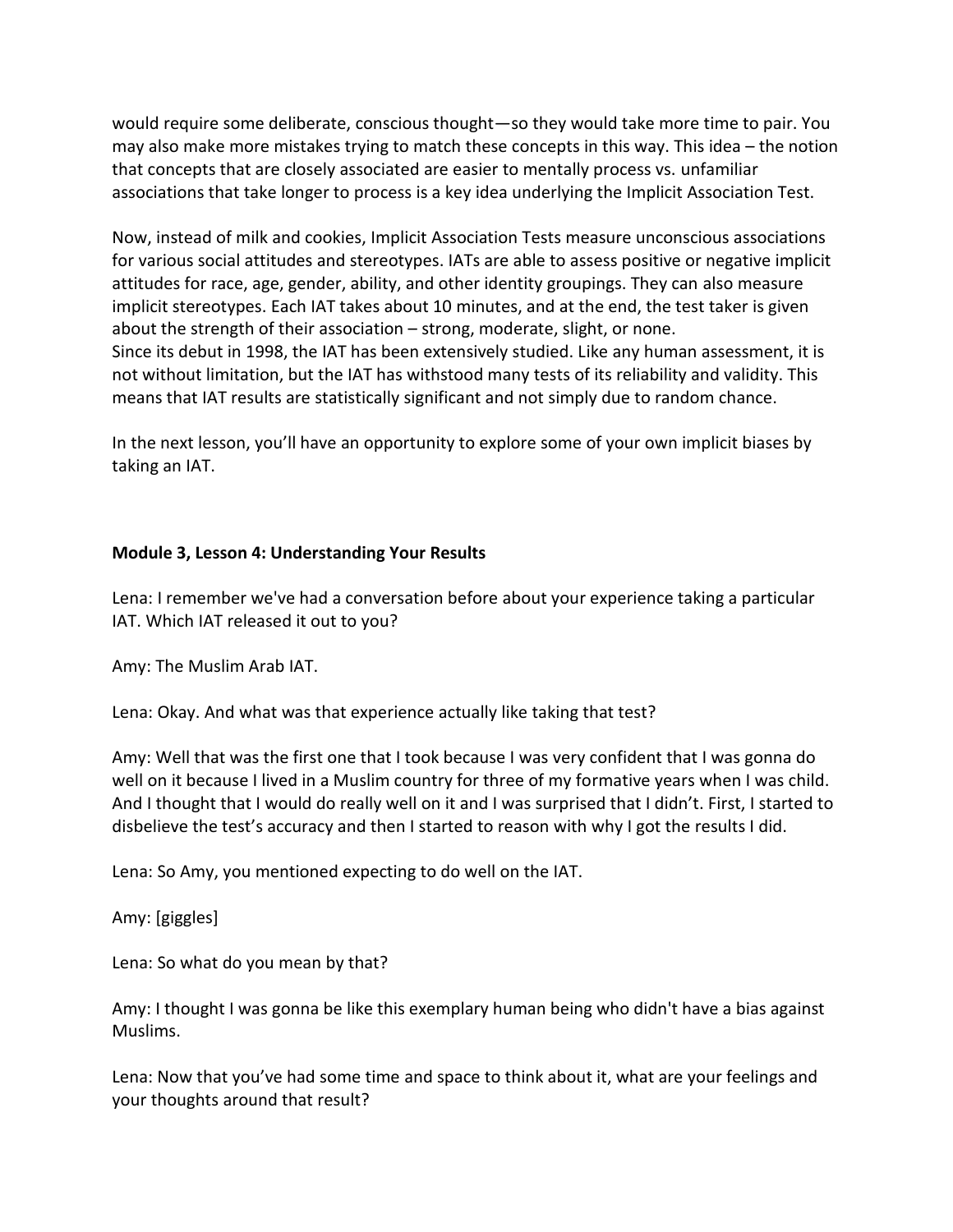would require some deliberate, conscious thought—so they would take more time to pair. You may also make more mistakes trying to match these concepts in this way. This idea – the notion that concepts that are closely associated are easier to mentally process vs. unfamiliar associations that take longer to process is a key idea underlying the Implicit Association Test.

Now, instead of milk and cookies, Implicit Association Tests measure unconscious associations for various social attitudes and stereotypes. IATs are able to assess positive or negative implicit attitudes for race, age, gender, ability, and other identity groupings. They can also measure implicit stereotypes. Each IAT takes about 10 minutes, and at the end, the test taker is given about the strength of their association – strong, moderate, slight, or none.
Since its debut in 1998, the IAT has been extensively studied. Like any human assessment, it is not without limitation, but the IAT has withstood many tests of its reliability and validity. This means that IAT results are statistically significant and not simply due to random chance.

In the next lesson, you'll have an opportunity to explore some of your own implicit biases by taking an IAT.

**Module 3, Lesson 4: Understanding Your Results**

Lena: I remember we've had a conversation before about your experience taking a particular IAT. Which IAT released it out to you?

Amy: The Muslim Arab IAT.

Lena: Okay. And what was that experience actually like taking that test?

Amy: Well that was the first one that I took because I was very confident that I was gonna do well on it because I lived in a Muslim country for three of my formative years when I was child. And I thought that I would do really well on it and I was surprised that I didn't. First, I started to disbelieve the test's accuracy and then I started to reason with why I got the results I did.

Lena: So Amy, you mentioned expecting to do well on the IAT.

Amy: [giggles]

Lena: So what do you mean by that?

Amy: I thought I was gonna be like this exemplary human being who didn't have a bias against Muslims.

Lena: Now that you've had some time and space to think about it, what are your feelings and your thoughts around that result?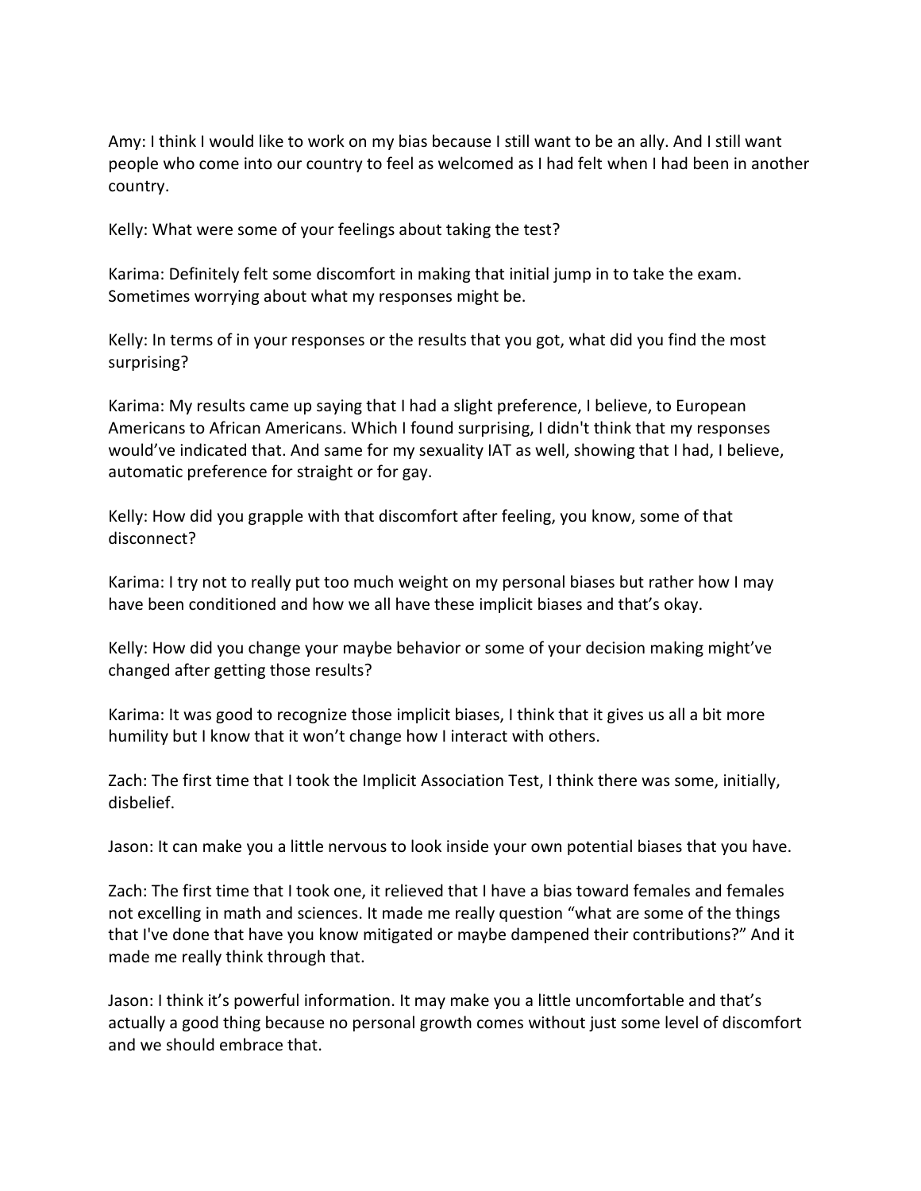Amy: I think I would like to work on my bias because I still want to be an ally. And I still want people who come into our country to feel as welcomed as I had felt when I had been in another country.

Kelly: What were some of your feelings about taking the test?

Karima: Definitely felt some discomfort in making that initial jump in to take the exam. Sometimes worrying about what my responses might be.

Kelly: In terms of in your responses or the results that you got, what did you find the most surprising?

Karima: My results came up saying that I had a slight preference, I believe, to European Americans to African Americans. Which I found surprising, I didn't think that my responses would've indicated that. And same for my sexuality IAT as well, showing that I had, I believe, automatic preference for straight or for gay.

Kelly: How did you grapple with that discomfort after feeling, you know, some of that disconnect?

Karima: I try not to really put too much weight on my personal biases but rather how I may have been conditioned and how we all have these implicit biases and that's okay.

Kelly: How did you change your maybe behavior or some of your decision making might've changed after getting those results?

Karima: It was good to recognize those implicit biases, I think that it gives us all a bit more humility but I know that it won't change how I interact with others.

Zach: The first time that I took the Implicit Association Test, I think there was some, initially, disbelief.

Jason: It can make you a little nervous to look inside your own potential biases that you have.

Zach: The first time that I took one, it relieved that I have a bias toward females and females not excelling in math and sciences. It made me really question "what are some of the things that I've done that have you know mitigated or maybe dampened their contributions?" And it made me really think through that.

Jason: I think it's powerful information. It may make you a little uncomfortable and that's actually a good thing because no personal growth comes without just some level of discomfort and we should embrace that.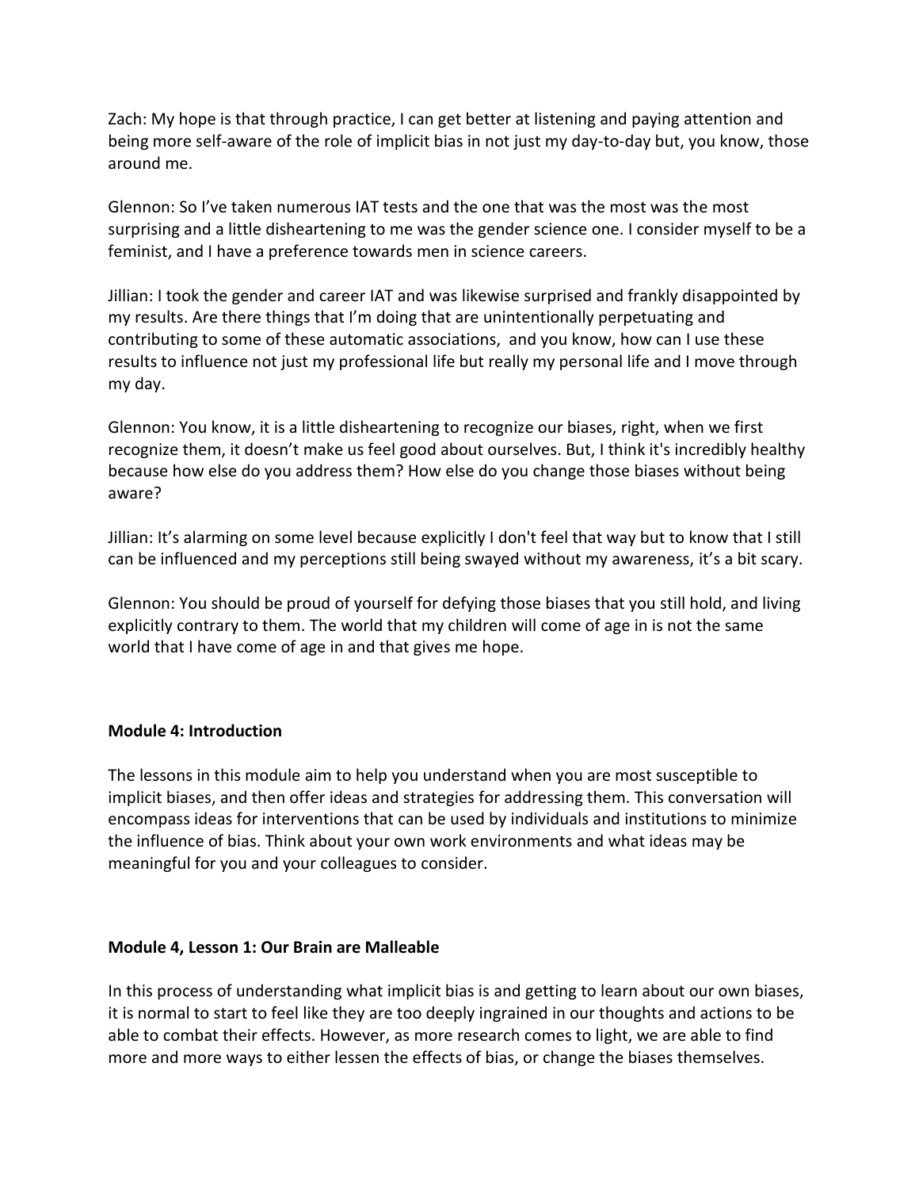Zach: My hope is that through practice, I can get better at listening and paying attention and being more self-aware of the role of implicit bias in not just my day-to-day but, you know, those around me.

Glennon: So I've taken numerous IAT tests and the one that was the most was the most surprising and a little disheartening to me was the gender science one. I consider myself to be a feminist, and I have a preference towards men in science careers.

Jillian: I took the gender and career IAT and was likewise surprised and frankly disappointed by my results. Are there things that I'm doing that are unintentionally perpetuating and contributing to some of these automatic associations,  and you know, how can I use these results to influence not just my professional life but really my personal life and I move through my day.

Glennon: You know, it is a little disheartening to recognize our biases, right, when we first recognize them, it doesn't make us feel good about ourselves. But, I think it's incredibly healthy because how else do you address them? How else do you change those biases without being aware?

Jillian: It's alarming on some level because explicitly I don't feel that way but to know that I still can be influenced and my perceptions still being swayed without my awareness, it's a bit scary.

Glennon: You should be proud of yourself for defying those biases that you still hold, and living explicitly contrary to them. The world that my children will come of age in is not the same world that I have come of age in and that gives me hope.

**Module 4: Introduction**

The lessons in this module aim to help you understand when you are most susceptible to implicit biases, and then offer ideas and strategies for addressing them. This conversation will encompass ideas for interventions that can be used by individuals and institutions to minimize the influence of bias. Think about your own work environments and what ideas may be meaningful for you and your colleagues to consider.

**Module 4, Lesson 1: Our Brain are Malleable**

In this process of understanding what implicit bias is and getting to learn about our own biases, it is normal to start to feel like they are too deeply ingrained in our thoughts and actions to be able to combat their effects. However, as more research comes to light, we are able to find more and more ways to either lessen the effects of bias, or change the biases themselves.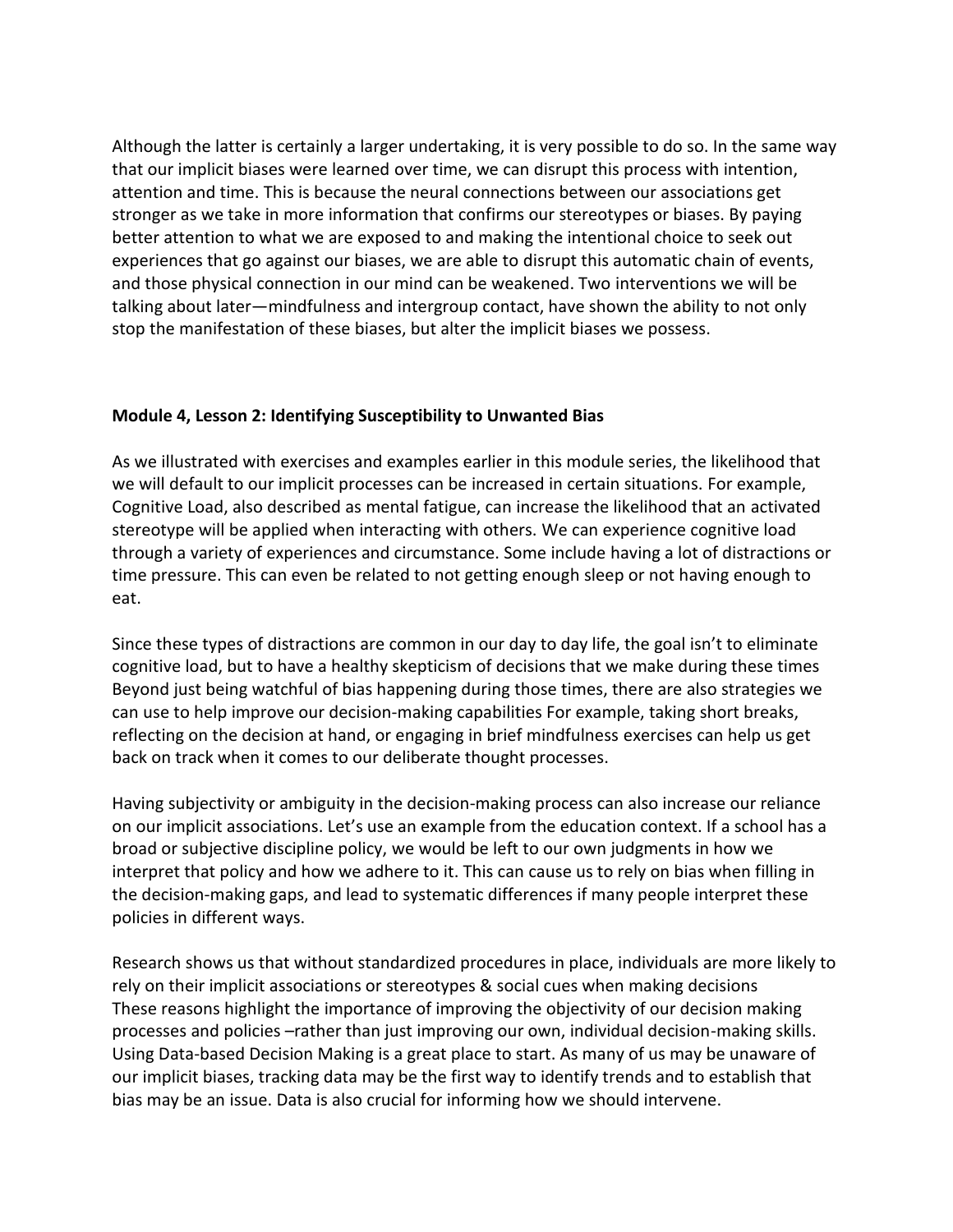Although the latter is certainly a larger undertaking, it is very possible to do so. In the same way that our implicit biases were learned over time, we can disrupt this process with intention, attention and time. This is because the neural connections between our associations get stronger as we take in more information that confirms our stereotypes or biases. By paying better attention to what we are exposed to and making the intentional choice to seek out experiences that go against our biases, we are able to disrupt this automatic chain of events, and those physical connection in our mind can be weakened. Two interventions we will be talking about later—mindfulness and intergroup contact, have shown the ability to not only stop the manifestation of these biases, but alter the implicit biases we possess.

**Module 4, Lesson 2: Identifying Susceptibility to Unwanted Bias**

As we illustrated with exercises and examples earlier in this module series, the likelihood that we will default to our implicit processes can be increased in certain situations. For example, Cognitive Load, also described as mental fatigue, can increase the likelihood that an activated stereotype will be applied when interacting with others. We can experience cognitive load through a variety of experiences and circumstance. Some include having a lot of distractions or time pressure. This can even be related to not getting enough sleep or not having enough to eat.

Since these types of distractions are common in our day to day life, the goal isn't to eliminate cognitive load, but to have a healthy skepticism of decisions that we make during these times Beyond just being watchful of bias happening during those times, there are also strategies we can use to help improve our decision-making capabilities For example, taking short breaks, reflecting on the decision at hand, or engaging in brief mindfulness exercises can help us get back on track when it comes to our deliberate thought processes.

Having subjectivity or ambiguity in the decision-making process can also increase our reliance on our implicit associations. Let's use an example from the education context. If a school has a broad or subjective discipline policy, we would be left to our own judgments in how we interpret that policy and how we adhere to it. This can cause us to rely on bias when filling in the decision-making gaps, and lead to systematic differences if many people interpret these policies in different ways.

Research shows us that without standardized procedures in place, individuals are more likely to rely on their implicit associations or stereotypes & social cues when making decisions
These reasons highlight the importance of improving the objectivity of our decision making processes and policies –rather than just improving our own, individual decision-making skills. Using Data-based Decision Making is a great place to start. As many of us may be unaware of our implicit biases, tracking data may be the first way to identify trends and to establish that bias may be an issue. Data is also crucial for informing how we should intervene.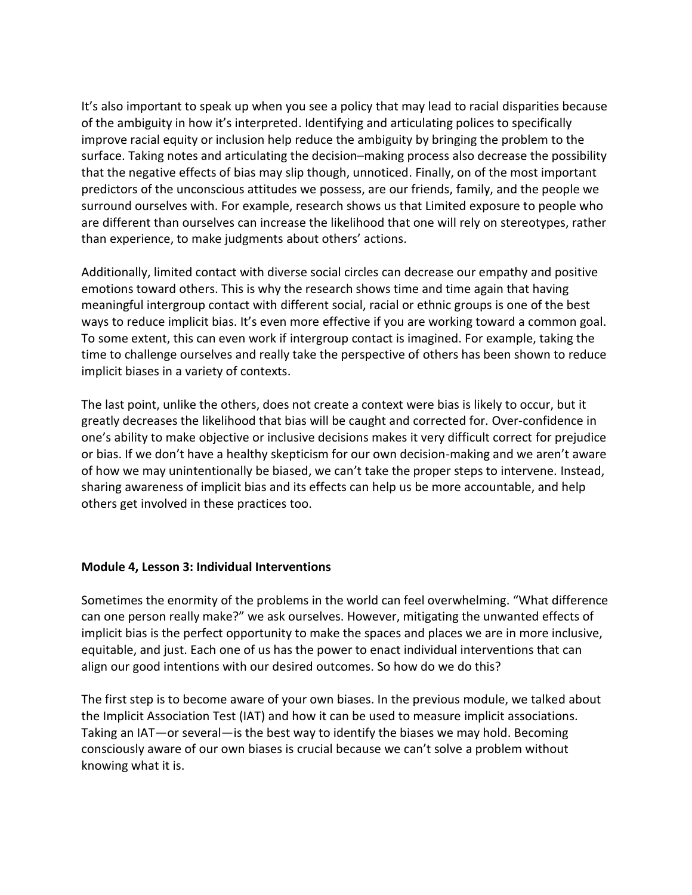It's also important to speak up when you see a policy that may lead to racial disparities because of the ambiguity in how it's interpreted. Identifying and articulating polices to specifically improve racial equity or inclusion help reduce the ambiguity by bringing the problem to the surface. Taking notes and articulating the decision–making process also decrease the possibility that the negative effects of bias may slip though, unnoticed. Finally, on of the most important predictors of the unconscious attitudes we possess, are our friends, family, and the people we surround ourselves with. For example, research shows us that Limited exposure to people who are different than ourselves can increase the likelihood that one will rely on stereotypes, rather than experience, to make judgments about others' actions.

Additionally, limited contact with diverse social circles can decrease our empathy and positive emotions toward others. This is why the research shows time and time again that having meaningful intergroup contact with different social, racial or ethnic groups is one of the best ways to reduce implicit bias. It's even more effective if you are working toward a common goal. To some extent, this can even work if intergroup contact is imagined. For example, taking the time to challenge ourselves and really take the perspective of others has been shown to reduce implicit biases in a variety of contexts.

The last point, unlike the others, does not create a context were bias is likely to occur, but it greatly decreases the likelihood that bias will be caught and corrected for. Over-confidence in one's ability to make objective or inclusive decisions makes it very difficult correct for prejudice or bias. If we don't have a healthy skepticism for our own decision-making and we aren't aware of how we may unintentionally be biased, we can't take the proper steps to intervene. Instead, sharing awareness of implicit bias and its effects can help us be more accountable, and help others get involved in these practices too.

**Module 4, Lesson 3: Individual Interventions**

Sometimes the enormity of the problems in the world can feel overwhelming. "What difference can one person really make?" we ask ourselves. However, mitigating the unwanted effects of implicit bias is the perfect opportunity to make the spaces and places we are in more inclusive, equitable, and just. Each one of us has the power to enact individual interventions that can align our good intentions with our desired outcomes. So how do we do this?

The first step is to become aware of your own biases. In the previous module, we talked about the Implicit Association Test (IAT) and how it can be used to measure implicit associations. Taking an IAT—or several—is the best way to identify the biases we may hold. Becoming consciously aware of our own biases is crucial because we can't solve a problem without knowing what it is.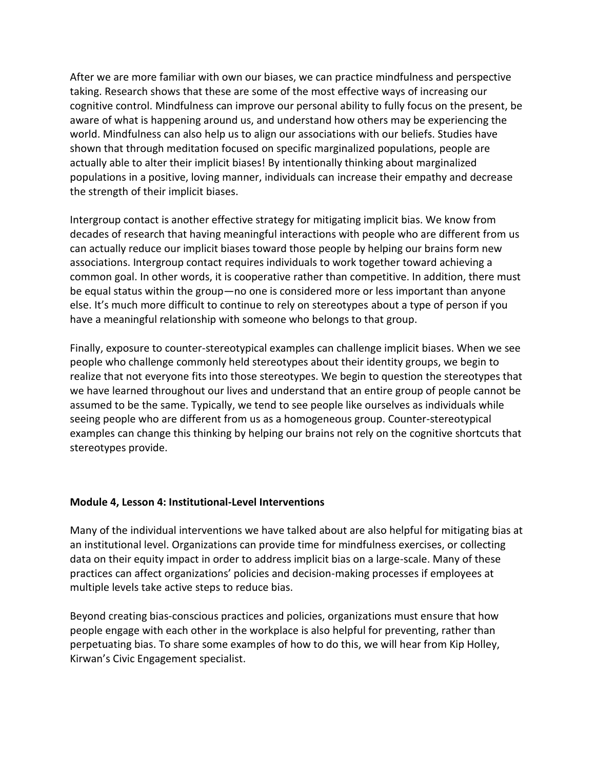After we are more familiar with own our biases, we can practice mindfulness and perspective taking. Research shows that these are some of the most effective ways of increasing our cognitive control. Mindfulness can improve our personal ability to fully focus on the present, be aware of what is happening around us, and understand how others may be experiencing the world. Mindfulness can also help us to align our associations with our beliefs. Studies have shown that through meditation focused on specific marginalized populations, people are actually able to alter their implicit biases! By intentionally thinking about marginalized populations in a positive, loving manner, individuals can increase their empathy and decrease the strength of their implicit biases.

Intergroup contact is another effective strategy for mitigating implicit bias. We know from decades of research that having meaningful interactions with people who are different from us can actually reduce our implicit biases toward those people by helping our brains form new associations. Intergroup contact requires individuals to work together toward achieving a common goal. In other words, it is cooperative rather than competitive. In addition, there must be equal status within the group—no one is considered more or less important than anyone else. It's much more difficult to continue to rely on stereotypes about a type of person if you have a meaningful relationship with someone who belongs to that group.

Finally, exposure to counter-stereotypical examples can challenge implicit biases. When we see people who challenge commonly held stereotypes about their identity groups, we begin to realize that not everyone fits into those stereotypes. We begin to question the stereotypes that we have learned throughout our lives and understand that an entire group of people cannot be assumed to be the same. Typically, we tend to see people like ourselves as individuals while seeing people who are different from us as a homogeneous group. Counter-stereotypical examples can change this thinking by helping our brains not rely on the cognitive shortcuts that stereotypes provide.

**Module 4, Lesson 4: Institutional-Level Interventions**

Many of the individual interventions we have talked about are also helpful for mitigating bias at an institutional level. Organizations can provide time for mindfulness exercises, or collecting data on their equity impact in order to address implicit bias on a large-scale. Many of these practices can affect organizations' policies and decision-making processes if employees at multiple levels take active steps to reduce bias.

Beyond creating bias-conscious practices and policies, organizations must ensure that how people engage with each other in the workplace is also helpful for preventing, rather than perpetuating bias. To share some examples of how to do this, we will hear from Kip Holley, Kirwan's Civic Engagement specialist.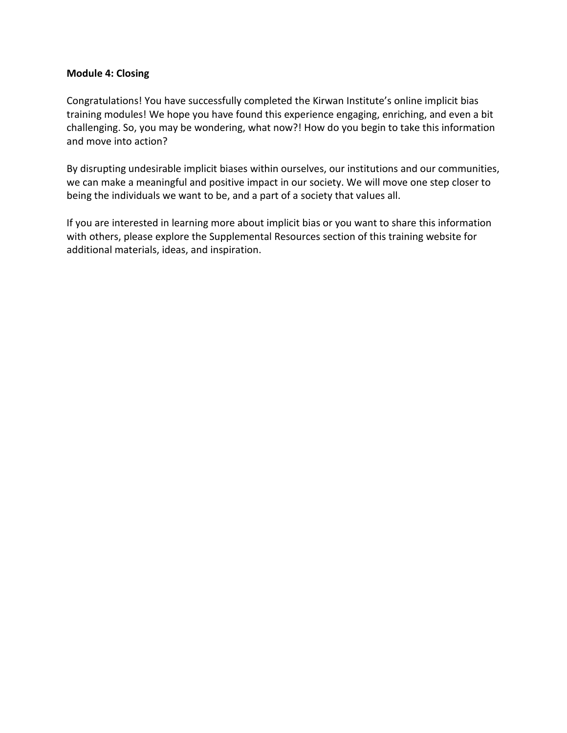**Module 4: Closing**

Congratulations! You have successfully completed the Kirwan Institute's online implicit bias training modules! We hope you have found this experience engaging, enriching, and even a bit challenging. So, you may be wondering, what now?! How do you begin to take this information and move into action?

By disrupting undesirable implicit biases within ourselves, our institutions and our communities, we can make a meaningful and positive impact in our society. We will move one step closer to being the individuals we want to be, and a part of a society that values all.

If you are interested in learning more about implicit bias or you want to share this information with others, please explore the Supplemental Resources section of this training website for additional materials, ideas, and inspiration.